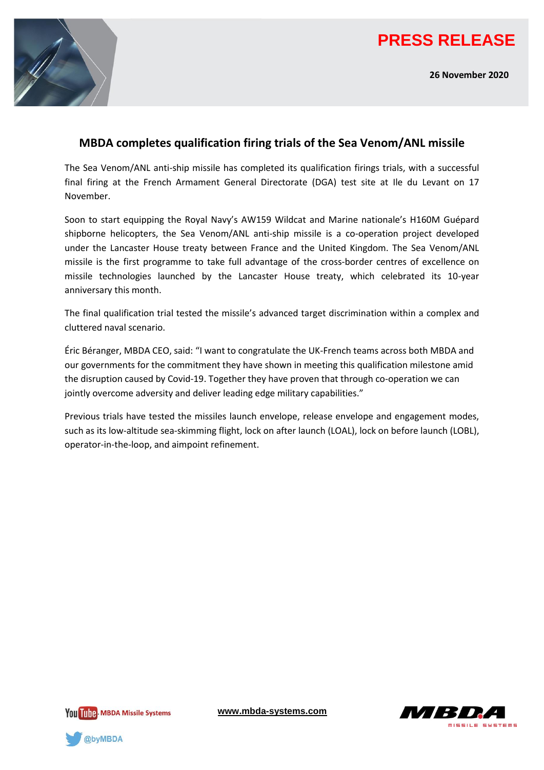# PRESS RELEASE

**26 November 2020**

## MBDA completes qualification firing trials of the Sea Venom/ANL missile

The Sea Venom/ANL anti-ship missile has completed its qualification firings trials, with a successful final firing at the French Armament General Directorate (DGA) test site at Ile du Levant on 17 November.

Soon to start equipping the Royal Navy's AW159 Wildcat and Marine nationale's H160M Guépard shipborne helicopters, the Sea Venom/ANL anti-ship missile is a co-operation project developed under the Lancaster House treaty between France and the United Kingdom. The Sea Venom/ANL missile is the first programme to take full advantage of the cross-border centres of excellence on missile technologies launched by the Lancaster House treaty, which celebrated its 10-year anniversary this month.

The final qualification trial tested the missile's advanced target discrimination within a complex and cluttered naval scenario.

Éric Béranger, MBDA CEO, said: "I want to congratulate the UK-French teams across both MBDA and our governments for the commitment they have shown in meeting this qualification milestone amid the disruption caused by Covid-19. Together they have proven that through co-operation we can jointly overcome adversity and deliver leading edge military capabilities."

Previous trials have tested the missiles launch envelope, release envelope and engagement modes, such as its low-altitude sea-skimming flight, lock on after launch (LOAL), lock on before launch (LOBL), operator-in-the-loop, and aimpoint refinement.

YouTube MBDA Missile Systems

@byMBDA

www.mbda-systems.com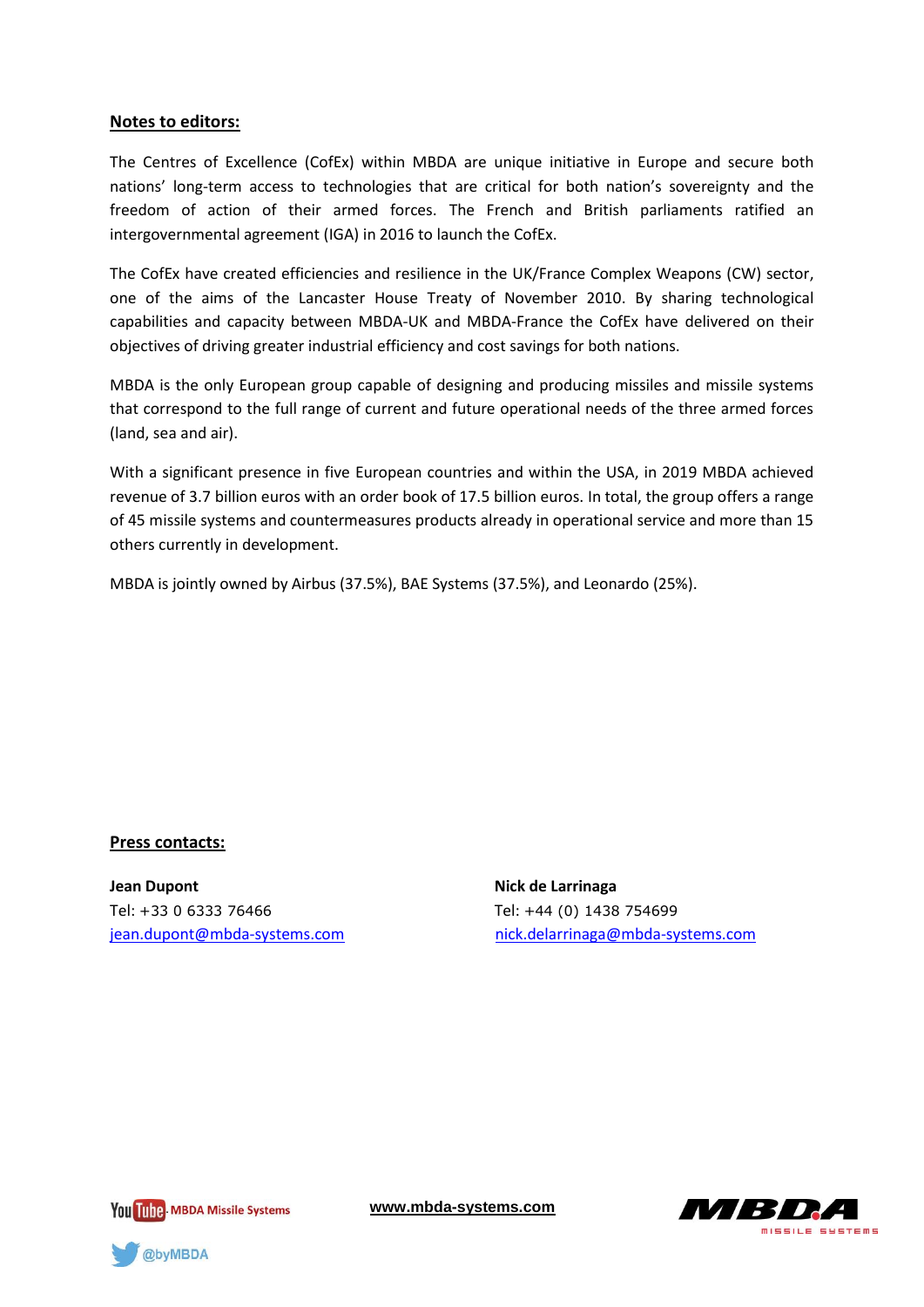**Notes to editors:**

The Centres of Excellence (CofEx) within MBDA are unique initiative in Europe and secure both nations' long-term access to technologies that are critical for both nation's sovereignty and the freedom of action of their armed forces. The French and British parliaments ratified an intergovernmental agreement (IGA) in 2016 to launch the CofEx.

The CofEx have created efficiencies and resilience in the UK/France Complex Weapons (CW) sector, one of the aims of the Lancaster House Treaty of November 2010. By sharing technological capabilities and capacity between MBDA-UK and MBDA-France the CofEx have delivered on their objectives of driving greater industrial efficiency and cost savings for both nations.

MBDA is the only European group capable of designing and producing missiles and missile systems that correspond to the full range of current and future operational needs of the three armed forces (land, sea and air).

With a significant presence in five European countries and within the USA, in 2019 MBDA achieved revenue of 3.7 billion euros with an order book of 17.5 billion euros. In total, the group offers a range of 45 missile systems and countermeasures products already in operational service and more than 15 others currently in development.

MBDA is jointly owned by Airbus (37.5%), BAE Systems (37.5%), and Leonardo (25%).

**Press contacts:**

**Jean Dupont**
Tel: +33 0 6333 76466
jean.dupont@mbda-systems.com

**Nick de Larrinaga**
Tel: +44 (0) 1438 754699
nick.delarrinaga@mbda-systems.com

YouTube MBDA Missile Systems

@byMBDA

www.mbda-systems.com